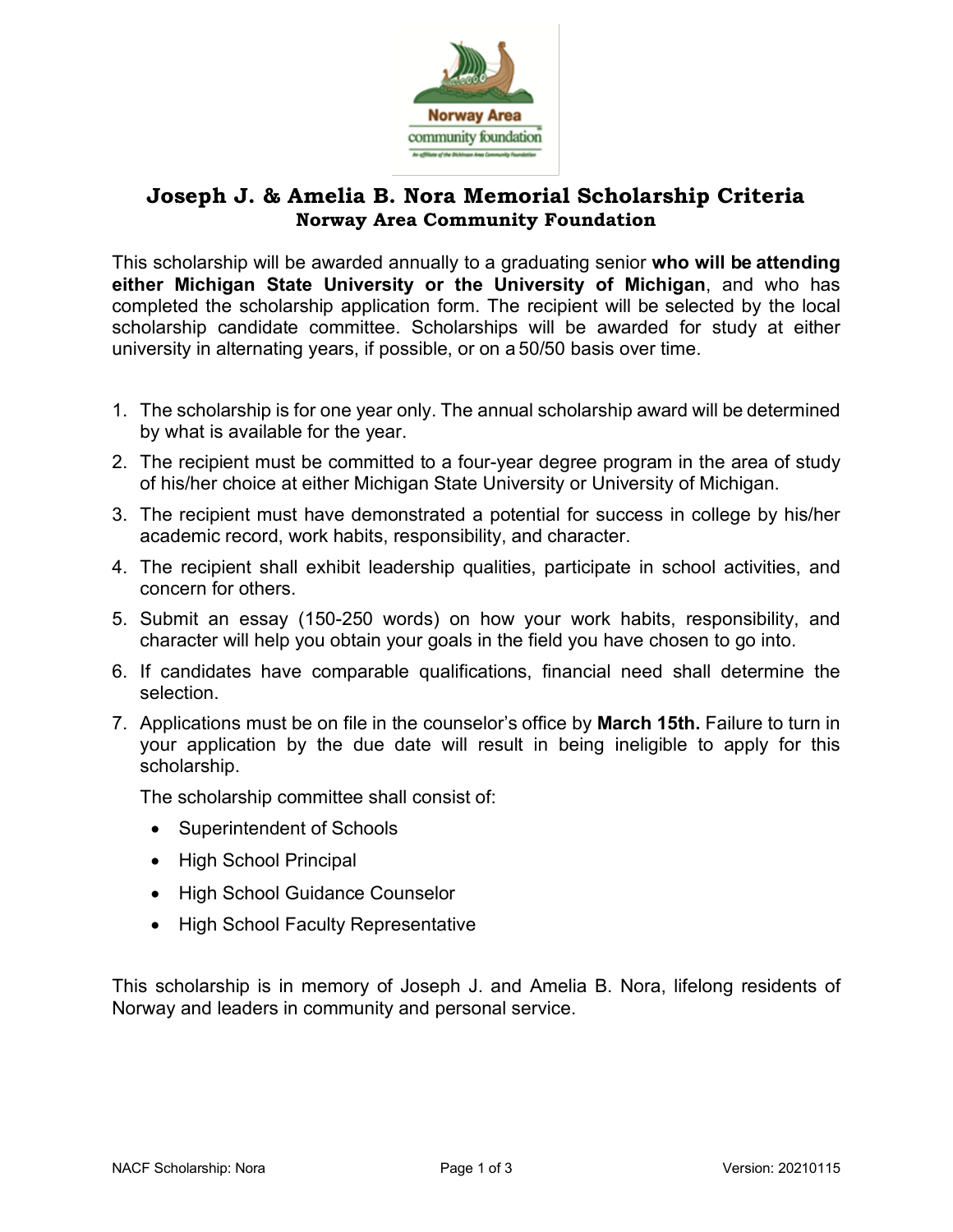# Joseph J. & Amelia B. Nora Memorial Scholarship Criteria

## Norway Area Community Foundation

This scholarship will be awarded annually to a graduating senior **who will be attending either Michigan State University or the University of Michigan**, and who has completed the scholarship application form. The recipient will be selected by the local scholarship candidate committee. Scholarships will be awarded for study at either university in alternating years, if possible, or on a 50/50 basis over time.

1. The scholarship is for one year only. The annual scholarship award will be determined by what is available for the year.
2. The recipient must be committed to a four-year degree program in the area of study of his/her choice at either Michigan State University or University of Michigan.
3. The recipient must have demonstrated a potential for success in college by his/her academic record, work habits, responsibility, and character.
4. The recipient shall exhibit leadership qualities, participate in school activities, and concern for others.
5. Submit an essay (150-250 words) on how your work habits, responsibility, and character will help you obtain your goals in the field you have chosen to go into.
6. If candidates have comparable qualifications, financial need shall determine the selection.
7. Applications must be on file in the counselor's office by **March 15th.** Failure to turn in your application by the due date will result in being ineligible to apply for this scholarship.

   The scholarship committee shall consist of:

   - Superintendent of Schools
   - High School Principal
   - High School Guidance Counselor
   - High School Faculty Representative

This scholarship is in memory of Joseph J. and Amelia B. Nora, lifelong residents of Norway and leaders in community and personal service.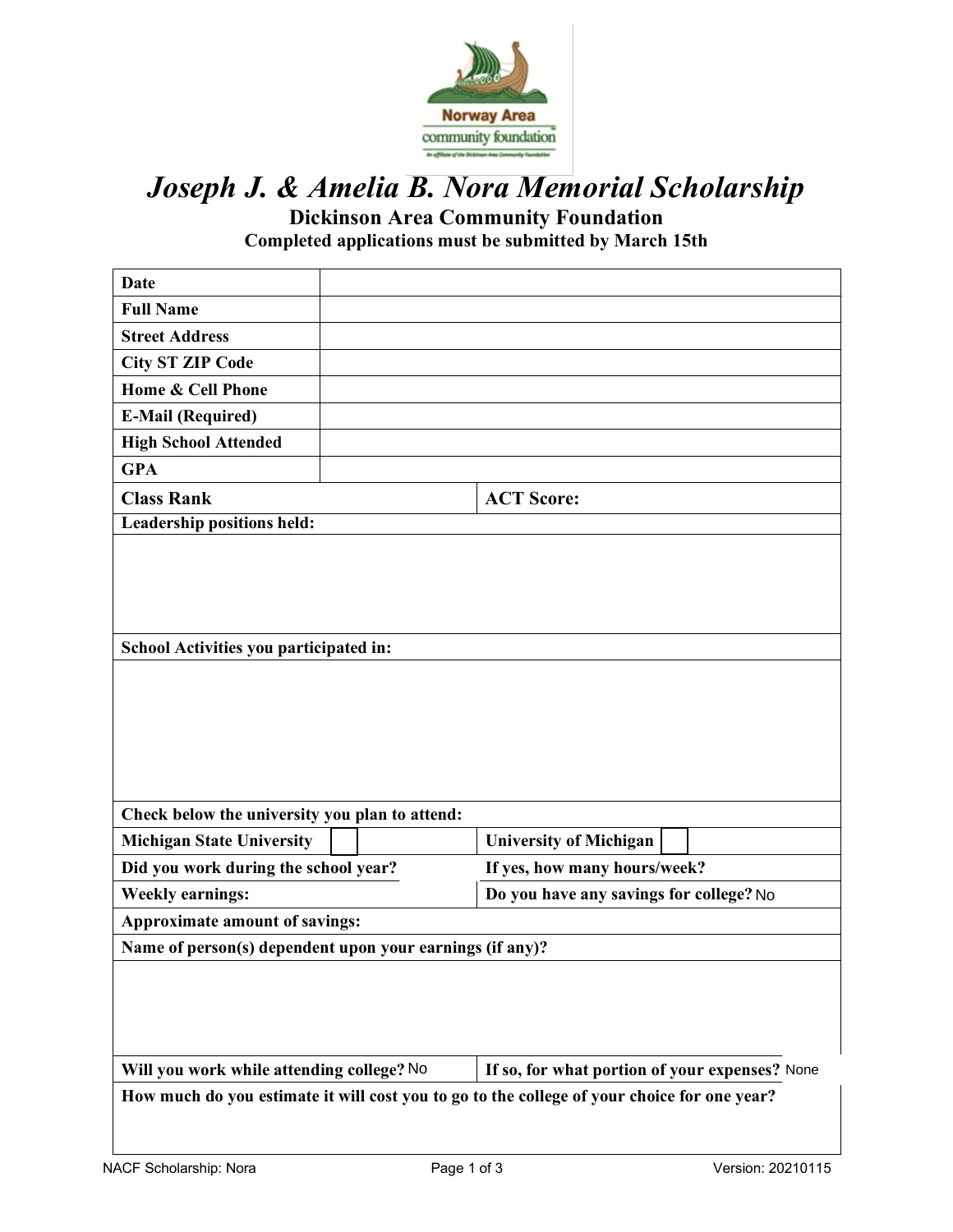Norway Area community foundation

# *Joseph J. & Amelia B. Nora Memorial Scholarship*

**Dickinson Area Community Foundation**

**Completed applications must be submitted by March 15th**

| **Date** | |
|---|---|
| **Full Name** | |
| **Street Address** | |
| **City ST ZIP Code** | |
| **Home & Cell Phone** | |
| **E-Mail (Required)** | |
| **High School Attended** | |
| **GPA** | |

| **Class Rank** | **ACT Score:** |
|---|---|

**Leadership positions held:**

**School Activities you participated in:**

**Check below the university you plan to attend:**

| **Michigan State University** ☐ | **University of Michigan** ☐ |
|---|---|
| **Did you work during the school year?** | **If yes, how many hours/week?** |
| **Weekly earnings:** | **Do you have any savings for college?** No |

**Approximate amount of savings:**

**Name of person(s) dependent upon your earnings (if any)?**

| **Will you work while attending college?** No | **If so, for what portion of your expenses?** None |
|---|---|

**How much do you estimate it will cost you to go to the college of your choice for one year?**

NACF Scholarship: Nora | Version: 20210115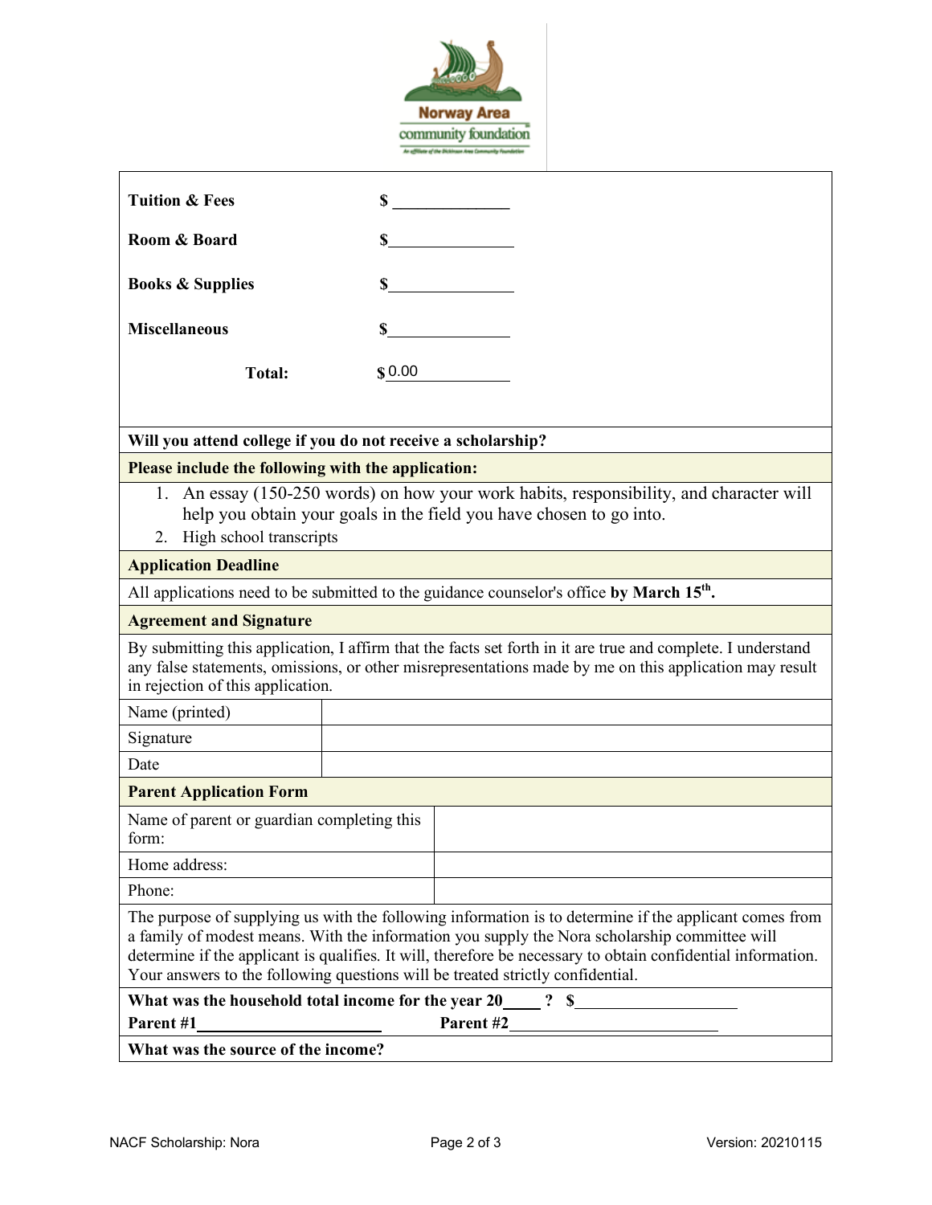| | |
|---|---|
| **Tuition & Fees** | **$** ______________ |
| **Room & Board** | **$**______________ |
| **Books & Supplies** | **$**______________ |
| **Miscellaneous** | **$**______________ |
| **Total:** | **$** 0.00 |

**Will you attend college if you do not receive a scholarship?**

**Please include the following with the application:**

1. An essay (150-250 words) on how your work habits, responsibility, and character will help you obtain your goals in the field you have chosen to go into.
2. High school transcripts

**Application Deadline**

All applications need to be submitted to the guidance counselor's office **by March 15th.**

**Agreement and Signature**

By submitting this application, I affirm that the facts set forth in it are true and complete. I understand any false statements, omissions, or other misrepresentations made by me on this application may result in rejection of this application.

| | |
|---|---|
| Name (printed) | |
| Signature | |
| Date | |

**Parent Application Form**

| | |
|---|---|
| Name of parent or guardian completing this form: | |
| Home address: | |
| Phone: | |

The purpose of supplying us with the following information is to determine if the applicant comes from a family of modest means. With the information you supply the Nora scholarship committee will determine if the applicant is qualifies. It will, therefore be necessary to obtain confidential information. Your answers to the following questions will be treated strictly confidential.

**What was the household total income for the year 20____ ? $**__________________

**Parent #1**______________________ **Parent #2**________________________

**What was the source of the income?**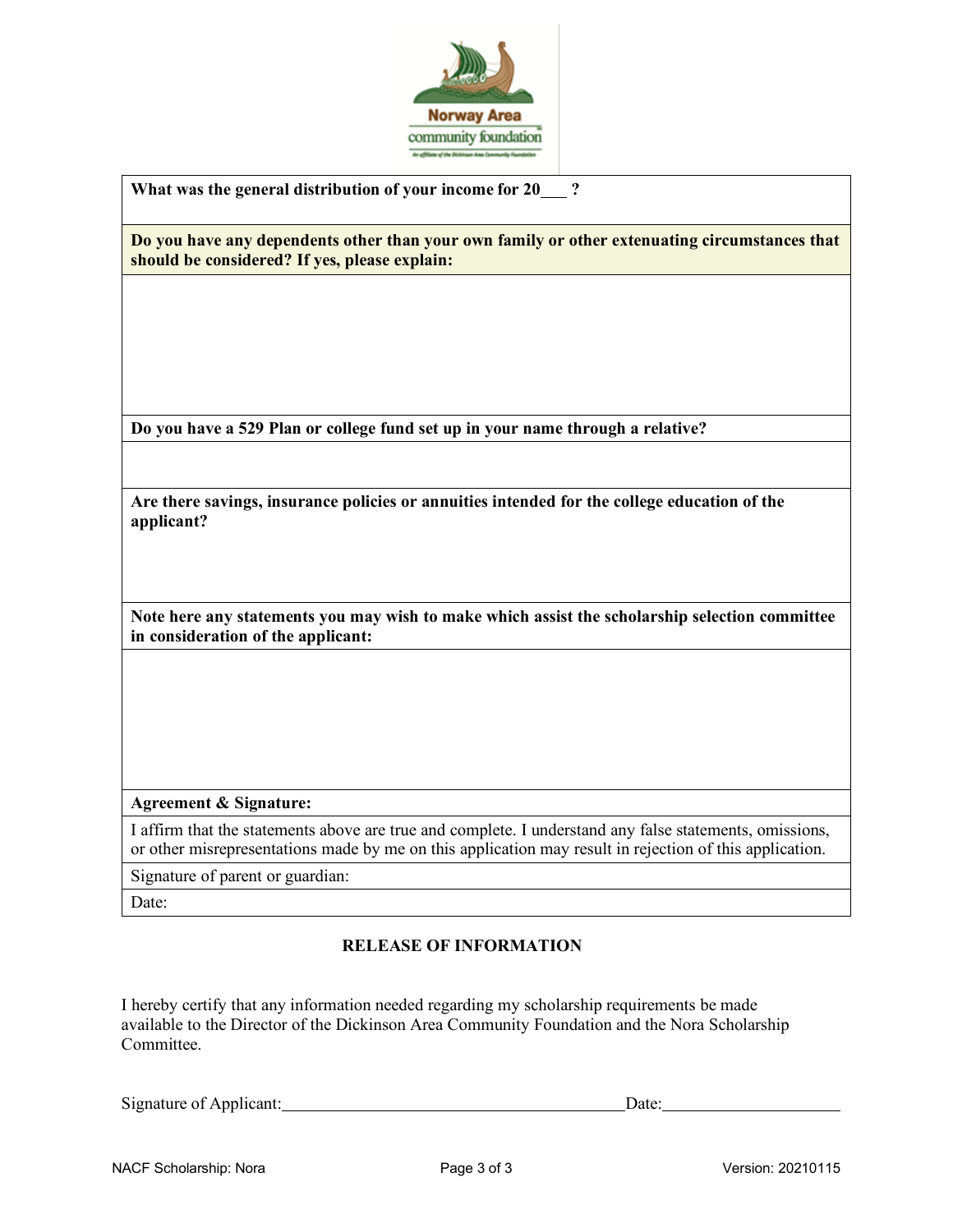| |
|---|
| **What was the general distribution of your income for 20___ ?** |
| **Do you have any dependents other than your own family or other extenuating circumstances that should be considered? If yes, please explain:** |
| |
| **Do you have a 529 Plan or college fund set up in your name through a relative?** |
| |
| **Are there savings, insurance policies or annuities intended for the college education of the applicant?** |
| **Note here any statements you may wish to make which assist the scholarship selection committee in consideration of the applicant:** |
| |
| **Agreement & Signature:** |
| I affirm that the statements above are true and complete. I understand any false statements, omissions, or other misrepresentations made by me on this application may result in rejection of this application. |
| Signature of parent or guardian: |
| Date: |

## RELEASE OF INFORMATION

I hereby certify that any information needed regarding my scholarship requirements be made available to the Director of the Dickinson Area Community Foundation and the Nora Scholarship Committee.

Signature of Applicant:________________________________________Date:____________________